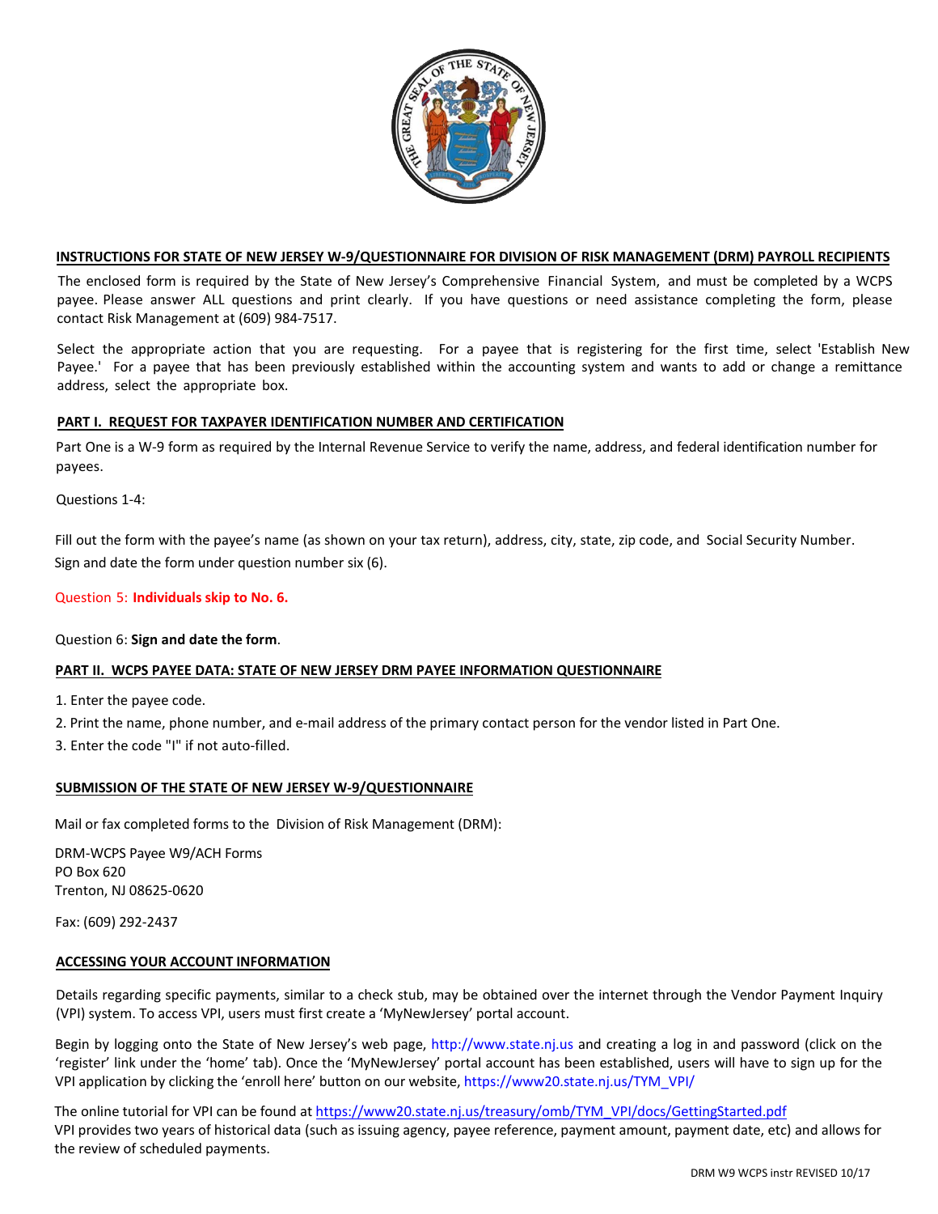## INSTRUCTIONS FOR STATE OF NEW JERSEY W-9/QUESTIONNAIRE FOR DIVISION OF RISK MANAGEMENT (DRM) PAYROLL RECIPIENTS

The enclosed form is required by the State of New Jersey's Comprehensive Financial System, and must be completed by a WCPS payee. Please answer ALL questions and print clearly. If you have questions or need assistance completing the form, please contact Risk Management at (609) 984-7517.

Select the appropriate action that you are requesting. For a payee that is registering for the first time, select 'Establish New Payee.' For a payee that has been previously established within the accounting system and wants to add or change a remittance address, select the appropriate box.

### PART I. REQUEST FOR TAXPAYER IDENTIFICATION NUMBER AND CERTIFICATION

Part One is a W-9 form as required by the Internal Revenue Service to verify the name, address, and federal identification number for payees.

Questions 1-4:

Fill out the form with the payee's name (as shown on your tax return), address, city, state, zip code, and Social Security Number. Sign and date the form under question number six (6).

Question 5: **Individuals skip to No. 6.**

Question 6: **Sign and date the form**.

### PART II. WCPS PAYEE DATA: STATE OF NEW JERSEY DRM PAYEE INFORMATION QUESTIONNAIRE

1. Enter the payee code.
2. Print the name, phone number, and e-mail address of the primary contact person for the vendor listed in Part One.
3. Enter the code "I" if not auto-filled.

### SUBMISSION OF THE STATE OF NEW JERSEY W-9/QUESTIONNAIRE

Mail or fax completed forms to the Division of Risk Management (DRM):

DRM-WCPS Payee W9/ACH Forms
PO Box 620
Trenton, NJ 08625-0620

Fax: (609) 292-2437

### ACCESSING YOUR ACCOUNT INFORMATION

Details regarding specific payments, similar to a check stub, may be obtained over the internet through the Vendor Payment Inquiry (VPI) system. To access VPI, users must first create a 'MyNewJersey' portal account.

Begin by logging onto the State of New Jersey's web page, http://www.state.nj.us and creating a log in and password (click on the 'register' link under the 'home' tab). Once the 'MyNewJersey' portal account has been established, users will have to sign up for the VPI application by clicking the 'enroll here' button on our website, https://www20.state.nj.us/TYM_VPI/

The online tutorial for VPI can be found at https://www20.state.nj.us/treasury/omb/TYM_VPI/docs/GettingStarted.pdf
VPI provides two years of historical data (such as issuing agency, payee reference, payment amount, payment date, etc) and allows for the review of scheduled payments.

DRM W9 WCPS instr REVISED 10/17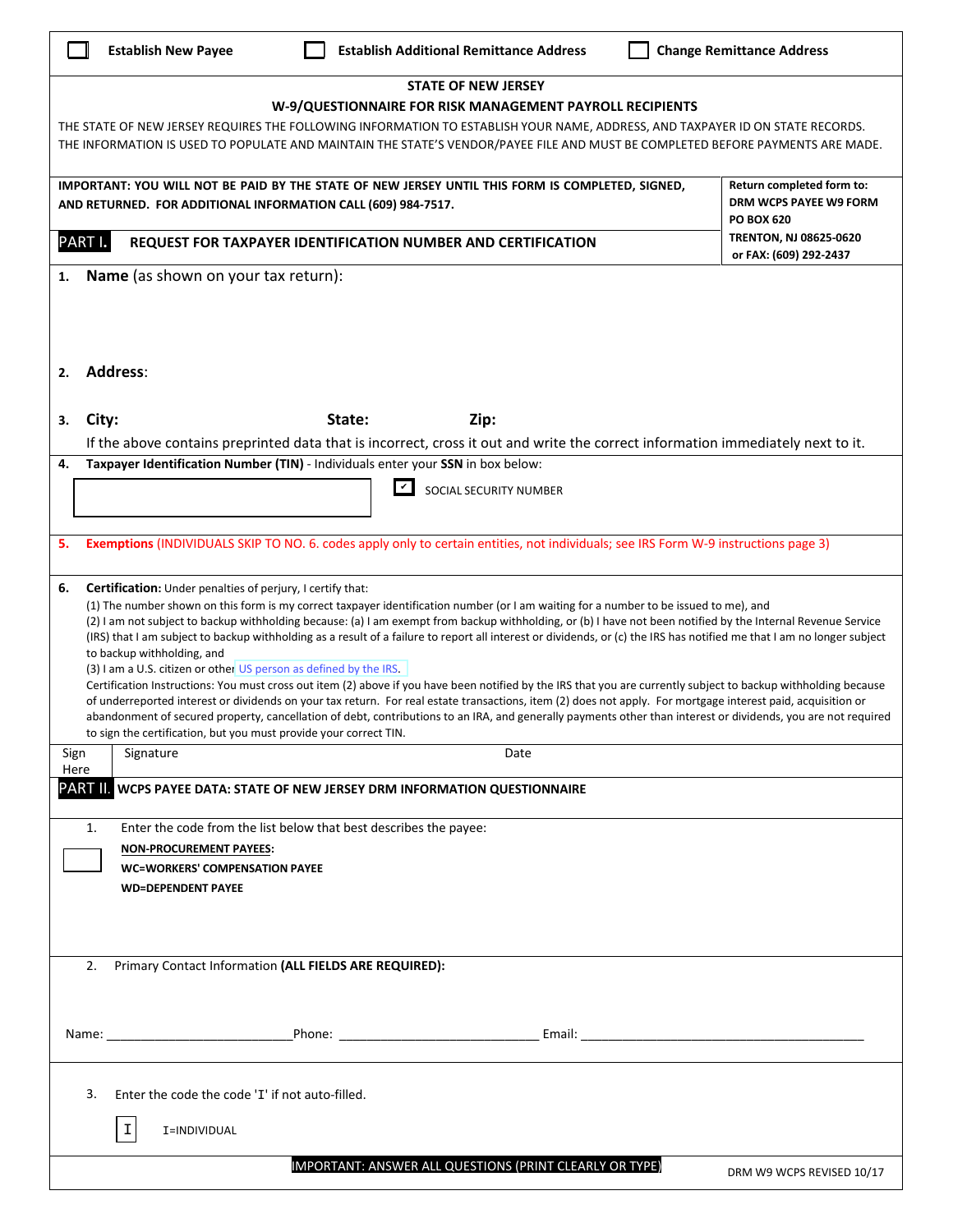☐ **Establish New Payee** ☐ **Establish Additional Remittance Address** ☐ **Change Remittance Address**

**STATE OF NEW JERSEY**

**W-9/QUESTIONNAIRE FOR RISK MANAGEMENT PAYROLL RECIPIENTS**

THE STATE OF NEW JERSEY REQUIRES THE FOLLOWING INFORMATION TO ESTABLISH YOUR NAME, ADDRESS, AND TAXPAYER ID ON STATE RECORDS. THE INFORMATION IS USED TO POPULATE AND MAINTAIN THE STATE'S VENDOR/PAYEE FILE AND MUST BE COMPLETED BEFORE PAYMENTS ARE MADE.

**IMPORTANT: YOU WILL NOT BE PAID BY THE STATE OF NEW JERSEY UNTIL THIS FORM IS COMPLETED, SIGNED, AND RETURNED. FOR ADDITIONAL INFORMATION CALL (609) 984-7517.**

**Return completed form to:**
**DRM WCPS PAYEE W9 FORM**
**PO BOX 620**
**TRENTON, NJ 08625-0620**
**or FAX: (609) 292-2437**

## PART I. REQUEST FOR TAXPAYER IDENTIFICATION NUMBER AND CERTIFICATION

1. **Name** (as shown on your tax return):

2. **Address**:

3. **City:** **State:** **Zip:**

If the above contains preprinted data that is incorrect, cross it out and write the correct information immediately next to it.

4. **Taxpayer Identification Number (TIN)** - Individuals enter your **SSN** in box below:

☑ SOCIAL SECURITY NUMBER

5. **Exemptions** (INDIVIDUALS SKIP TO NO. 6. codes apply only to certain entities, not individuals; see IRS Form W-9 instructions page 3)

6. **Certification:** Under penalties of perjury, I certify that:
(1) The number shown on this form is my correct taxpayer identification number (or I am waiting for a number to be issued to me), and
(2) I am not subject to backup withholding because: (a) I am exempt from backup withholding, or (b) I have not been notified by the Internal Revenue Service (IRS) that I am subject to backup withholding as a result of a failure to report all interest or dividends, or (c) the IRS has notified me that I am no longer subject to backup withholding, and
(3) I am a U.S. citizen or other US person as defined by the IRS.
Certification Instructions: You must cross out item (2) above if you have been notified by the IRS that you are currently subject to backup withholding because of underreported interest or dividends on your tax return. For real estate transactions, item (2) does not apply. For mortgage interest paid, acquisition or abandonment of secured property, cancellation of debt, contributions to an IRA, and generally payments other than interest or dividends, you are not required to sign the certification, but you must provide your correct TIN.

Sign Here Signature Date

## PART II. WCPS PAYEE DATA: STATE OF NEW JERSEY DRM INFORMATION QUESTIONNAIRE

1. Enter the code from the list below that best describes the payee:

**NON-PROCUREMENT PAYEES:**
**WC=WORKERS' COMPENSATION PAYEE**
**WD=DEPENDENT PAYEE**

2. Primary Contact Information **(ALL FIELDS ARE REQUIRED):**

Name: ___________________________ Phone: _____________________________ Email: __________________________________________

3. Enter the code the code 'I' if not auto-filled.

I I=INDIVIDUAL

IMPORTANT: ANSWER ALL QUESTIONS (PRINT CLEARLY OR TYPE)

DRM W9 WCPS REVISED 10/17